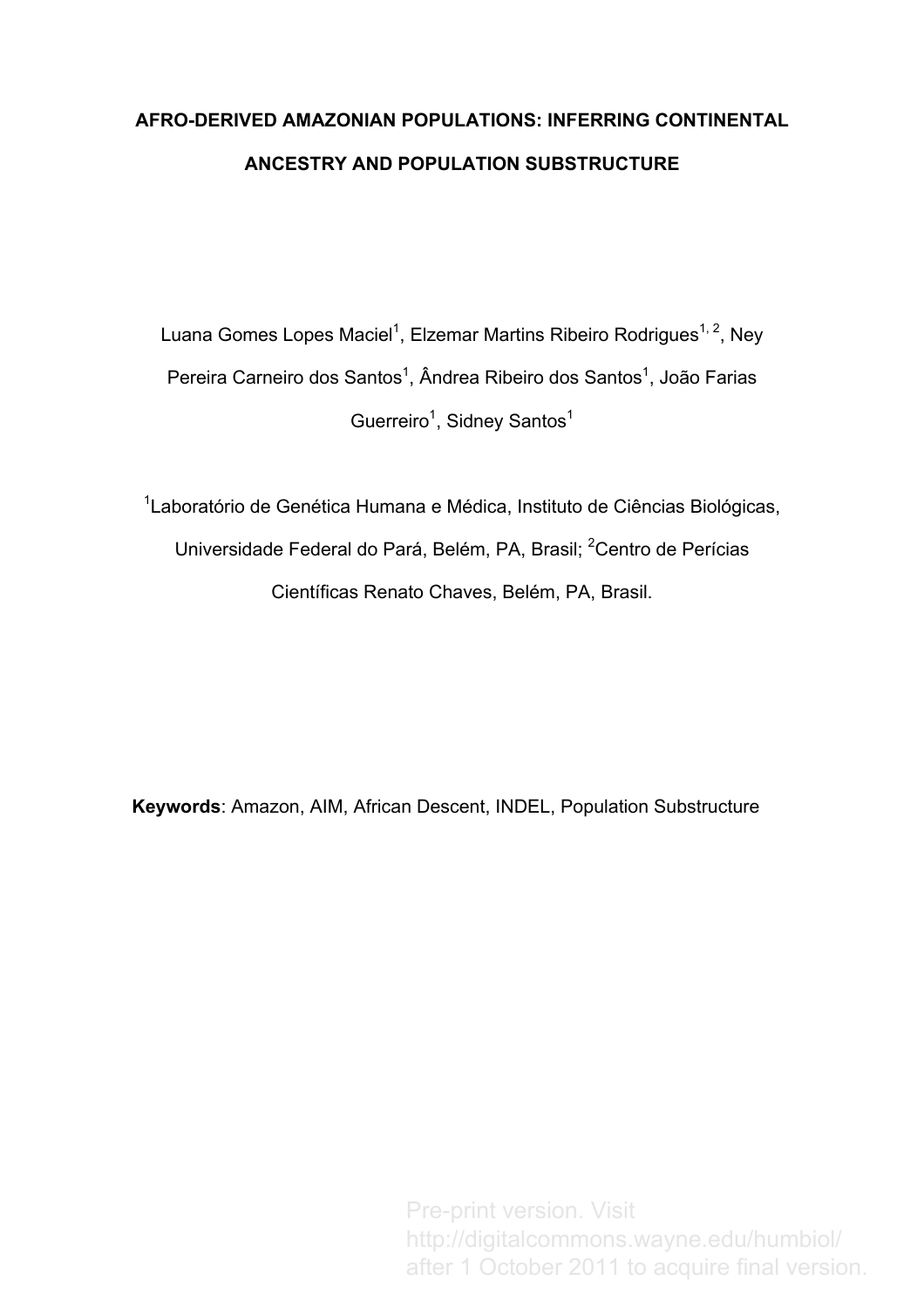# AFRO-DERIVED AMAZONIAN POPULATIONS: INFERRING CONTINENTAL ANCESTRY AND POPULATION SUBSTRUCTURE

Luana Gomes Lopes Maciel[1], Elzemar Martins Ribeiro Rodrigues[1, 2], Ney Pereira Carneiro dos Santos[1], Ândrea Ribeiro dos Santos[1], João Farias Guerreiro[1], Sidney Santos[1]

[1]Laboratório de Genética Humana e Médica, Instituto de Ciências Biológicas, Universidade Federal do Pará, Belém, PA, Brasil; [2]Centro de Perícias Científicas Renato Chaves, Belém, PA, Brasil.

**Keywords**: Amazon, AIM, African Descent, INDEL, Population Substructure

Pre-print version. Visit http://digitalcommons.wayne.edu/humbiol/ after 1 October 2011 to acquire final version.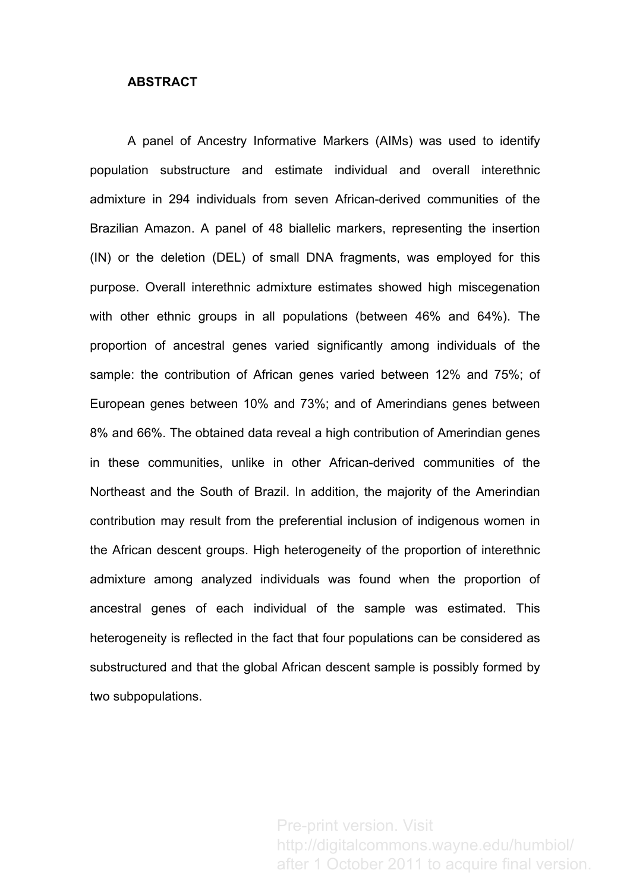## ABSTRACT

A panel of Ancestry Informative Markers (AIMs) was used to identify population substructure and estimate individual and overall interethnic admixture in 294 individuals from seven African-derived communities of the Brazilian Amazon. A panel of 48 biallelic markers, representing the insertion (IN) or the deletion (DEL) of small DNA fragments, was employed for this purpose. Overall interethnic admixture estimates showed high miscegenation with other ethnic groups in all populations (between 46% and 64%). The proportion of ancestral genes varied significantly among individuals of the sample: the contribution of African genes varied between 12% and 75%; of European genes between 10% and 73%; and of Amerindians genes between 8% and 66%. The obtained data reveal a high contribution of Amerindian genes in these communities, unlike in other African-derived communities of the Northeast and the South of Brazil. In addition, the majority of the Amerindian contribution may result from the preferential inclusion of indigenous women in the African descent groups. High heterogeneity of the proportion of interethnic admixture among analyzed individuals was found when the proportion of ancestral genes of each individual of the sample was estimated. This heterogeneity is reflected in the fact that four populations can be considered as substructured and that the global African descent sample is possibly formed by two subpopulations.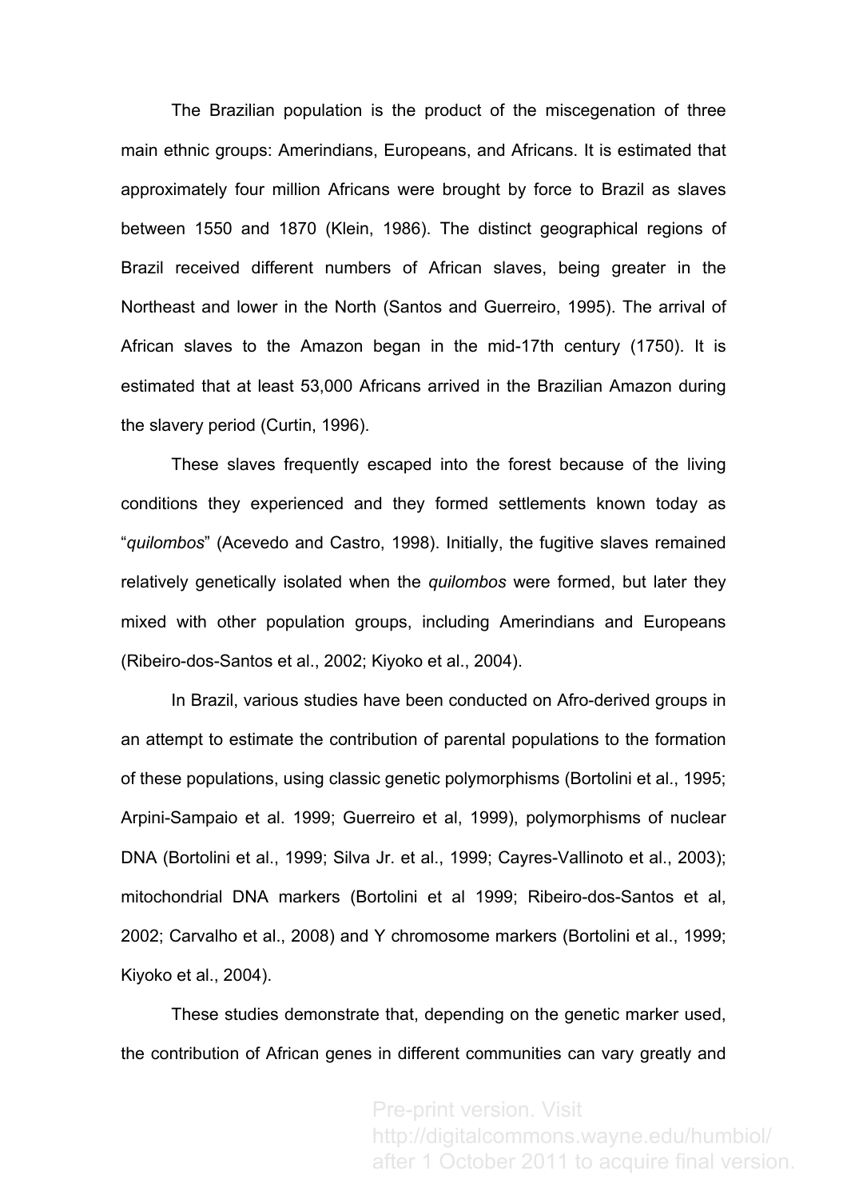The Brazilian population is the product of the miscegenation of three main ethnic groups: Amerindians, Europeans, and Africans. It is estimated that approximately four million Africans were brought by force to Brazil as slaves between 1550 and 1870 (Klein, 1986). The distinct geographical regions of Brazil received different numbers of African slaves, being greater in the Northeast and lower in the North (Santos and Guerreiro, 1995). The arrival of African slaves to the Amazon began in the mid-17th century (1750). It is estimated that at least 53,000 Africans arrived in the Brazilian Amazon during the slavery period (Curtin, 1996).

These slaves frequently escaped into the forest because of the living conditions they experienced and they formed settlements known today as "*quilombos*" (Acevedo and Castro, 1998). Initially, the fugitive slaves remained relatively genetically isolated when the *quilombos* were formed, but later they mixed with other population groups, including Amerindians and Europeans (Ribeiro-dos-Santos et al., 2002; Kiyoko et al., 2004).

In Brazil, various studies have been conducted on Afro-derived groups in an attempt to estimate the contribution of parental populations to the formation of these populations, using classic genetic polymorphisms (Bortolini et al., 1995; Arpini-Sampaio et al. 1999; Guerreiro et al, 1999), polymorphisms of nuclear DNA (Bortolini et al., 1999; Silva Jr. et al., 1999; Cayres-Vallinoto et al., 2003); mitochondrial DNA markers (Bortolini et al 1999; Ribeiro-dos-Santos et al, 2002; Carvalho et al., 2008) and Y chromosome markers (Bortolini et al., 1999; Kiyoko et al., 2004).

These studies demonstrate that, depending on the genetic marker used, the contribution of African genes in different communities can vary greatly and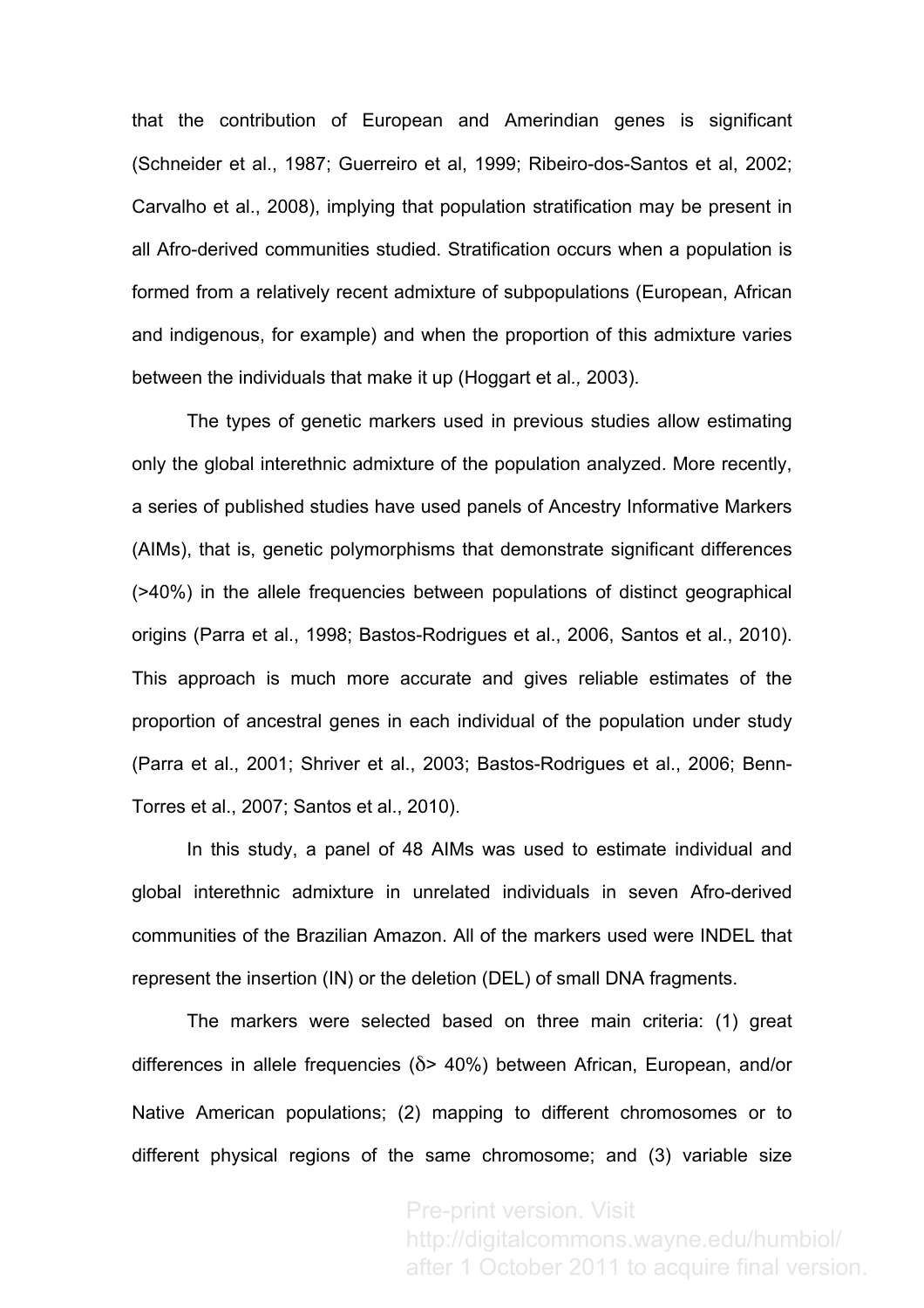that the contribution of European and Amerindian genes is significant (Schneider et al., 1987; Guerreiro et al, 1999; Ribeiro-dos-Santos et al, 2002; Carvalho et al., 2008), implying that population stratification may be present in all Afro-derived communities studied. Stratification occurs when a population is formed from a relatively recent admixture of subpopulations (European, African and indigenous, for example) and when the proportion of this admixture varies between the individuals that make it up (Hoggart et al*.,* 2003).

The types of genetic markers used in previous studies allow estimating only the global interethnic admixture of the population analyzed. More recently, a series of published studies have used panels of Ancestry Informative Markers (AIMs), that is, genetic polymorphisms that demonstrate significant differences (>40%) in the allele frequencies between populations of distinct geographical origins (Parra et al., 1998; Bastos-Rodrigues et al., 2006, Santos et al., 2010). This approach is much more accurate and gives reliable estimates of the proportion of ancestral genes in each individual of the population under study (Parra et al., 2001; Shriver et al., 2003; Bastos-Rodrigues et al., 2006; Benn-Torres et al., 2007; Santos et al., 2010).

In this study, a panel of 48 AIMs was used to estimate individual and global interethnic admixture in unrelated individuals in seven Afro-derived communities of the Brazilian Amazon. All of the markers used were INDEL that represent the insertion (IN) or the deletion (DEL) of small DNA fragments.

The markers were selected based on three main criteria: (1) great differences in allele frequencies ($\delta > 40\%$) between African, European, and/or Native American populations; (2) mapping to different chromosomes or to different physical regions of the same chromosome; and (3) variable size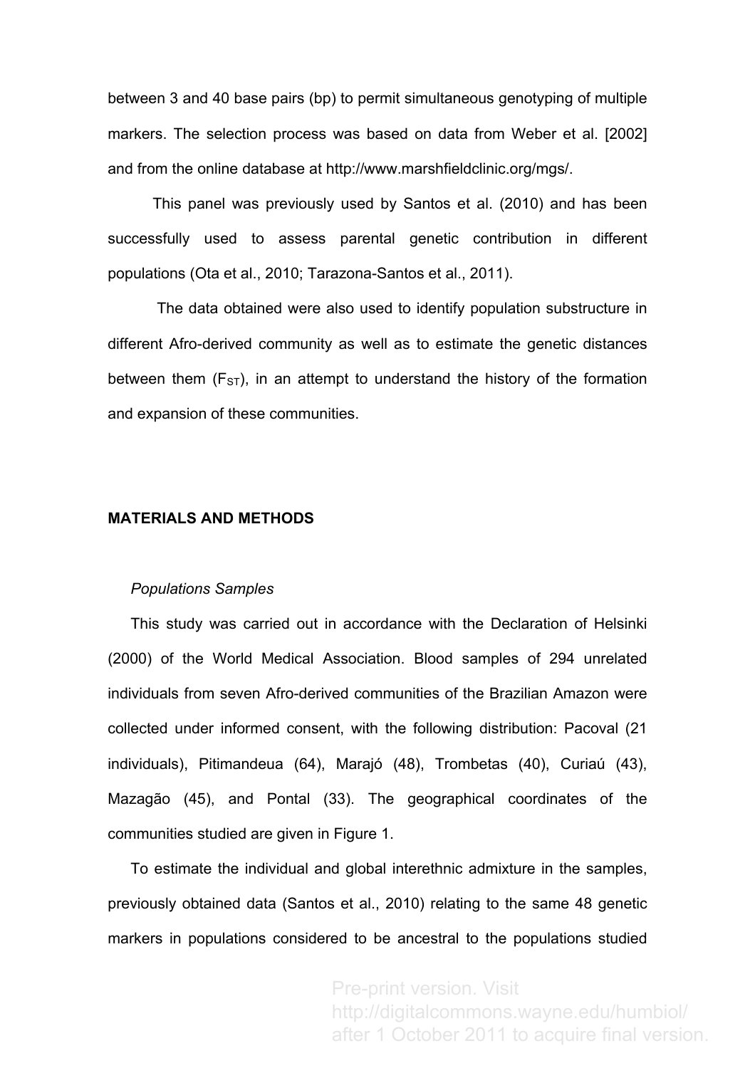between 3 and 40 base pairs (bp) to permit simultaneous genotyping of multiple markers. The selection process was based on data from Weber et al. [2002] and from the online database at http://www.marshfieldclinic.org/mgs/.

This panel was previously used by Santos et al. (2010) and has been successfully used to assess parental genetic contribution in different populations (Ota et al., 2010; Tarazona-Santos et al., 2011).

The data obtained were also used to identify population substructure in different Afro-derived community as well as to estimate the genetic distances between them ($F_{ST}$), in an attempt to understand the history of the formation and expansion of these communities.

## MATERIALS AND METHODS

*Populations Samples*

This study was carried out in accordance with the Declaration of Helsinki (2000) of the World Medical Association. Blood samples of 294 unrelated individuals from seven Afro-derived communities of the Brazilian Amazon were collected under informed consent, with the following distribution: Pacoval (21 individuals), Pitimandeua (64), Marajó (48), Trombetas (40), Curiaú (43), Mazagão (45), and Pontal (33). The geographical coordinates of the communities studied are given in Figure 1.

To estimate the individual and global interethnic admixture in the samples, previously obtained data (Santos et al., 2010) relating to the same 48 genetic markers in populations considered to be ancestral to the populations studied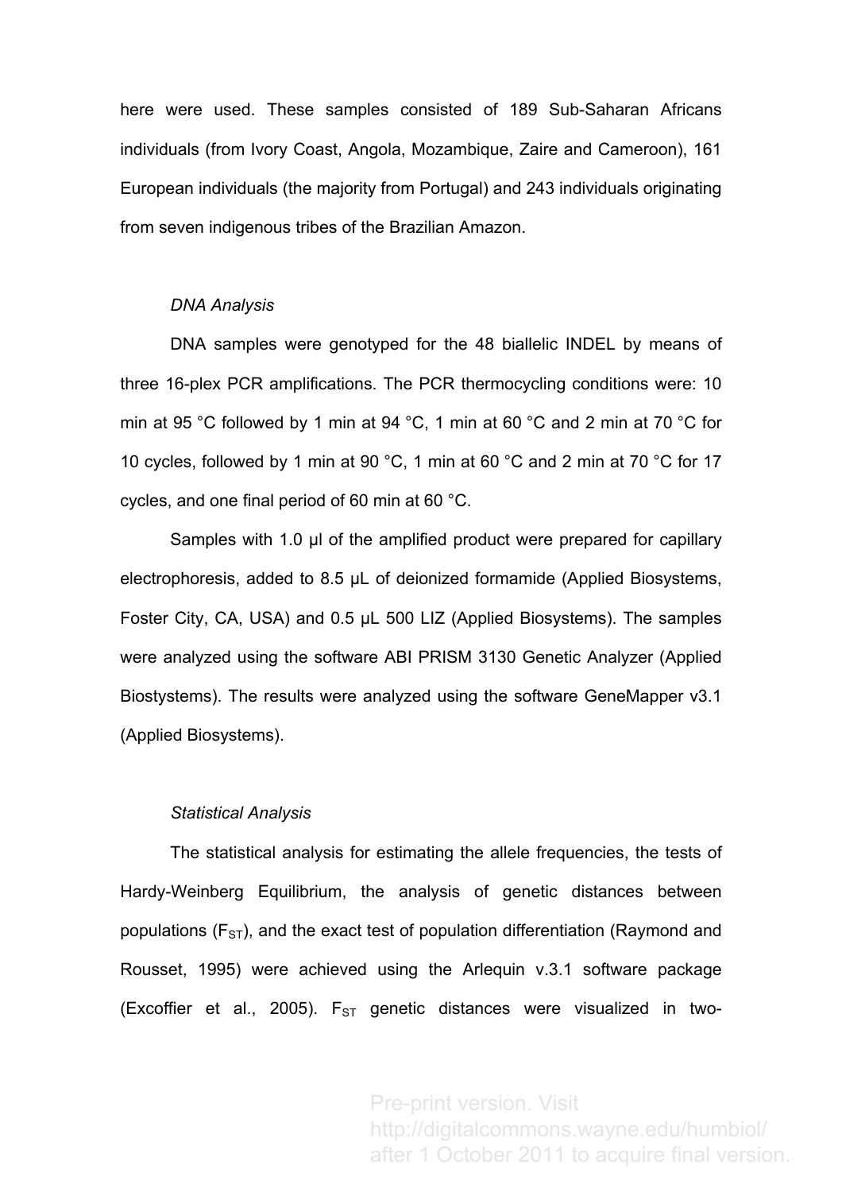here were used. These samples consisted of 189 Sub-Saharan Africans individuals (from Ivory Coast, Angola, Mozambique, Zaire and Cameroon), 161 European individuals (the majority from Portugal) and 243 individuals originating from seven indigenous tribes of the Brazilian Amazon.

*DNA Analysis*

DNA samples were genotyped for the 48 biallelic INDEL by means of three 16-plex PCR amplifications. The PCR thermocycling conditions were: 10 min at 95 °C followed by 1 min at 94 °C, 1 min at 60 °C and 2 min at 70 °C for 10 cycles, followed by 1 min at 90 °C, 1 min at 60 °C and 2 min at 70 °C for 17 cycles, and one final period of 60 min at 60 °C.

Samples with 1.0 µl of the amplified product were prepared for capillary electrophoresis, added to 8.5 µL of deionized formamide (Applied Biosystems, Foster City, CA, USA) and 0.5 µL 500 LIZ (Applied Biosystems). The samples were analyzed using the software ABI PRISM 3130 Genetic Analyzer (Applied Biostystems). The results were analyzed using the software GeneMapper v3.1 (Applied Biosystems).

*Statistical Analysis*

The statistical analysis for estimating the allele frequencies, the tests of Hardy-Weinberg Equilibrium, the analysis of genetic distances between populations ($F_{ST}$), and the exact test of population differentiation (Raymond and Rousset, 1995) were achieved using the Arlequin v.3.1 software package (Excoffier et al., 2005). $F_{ST}$ genetic distances were visualized in two-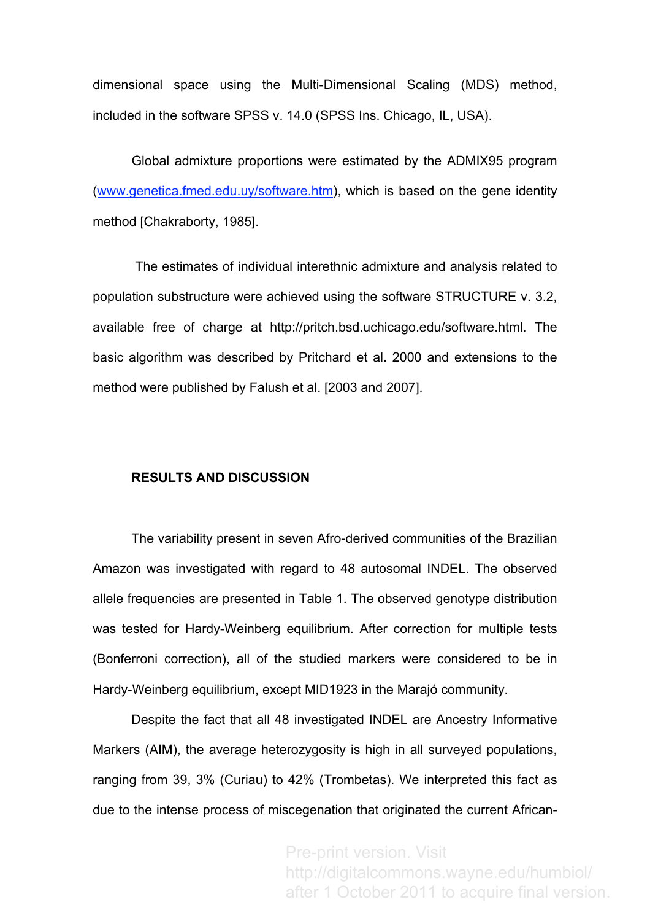dimensional space using the Multi-Dimensional Scaling (MDS) method, included in the software SPSS v. 14.0 (SPSS Ins. Chicago, IL, USA).

Global admixture proportions were estimated by the ADMIX95 program (www.genetica.fmed.edu.uy/software.htm), which is based on the gene identity method [Chakraborty, 1985].

The estimates of individual interethnic admixture and analysis related to population substructure were achieved using the software STRUCTURE v. 3.2, available free of charge at http://pritch.bsd.uchicago.edu/software.html. The basic algorithm was described by Pritchard et al. 2000 and extensions to the method were published by Falush et al. [2003 and 2007].

## RESULTS AND DISCUSSION

The variability present in seven Afro-derived communities of the Brazilian Amazon was investigated with regard to 48 autosomal INDEL. The observed allele frequencies are presented in Table 1. The observed genotype distribution was tested for Hardy-Weinberg equilibrium. After correction for multiple tests (Bonferroni correction), all of the studied markers were considered to be in Hardy-Weinberg equilibrium, except MID1923 in the Marajó community.

Despite the fact that all 48 investigated INDEL are Ancestry Informative Markers (AIM), the average heterozygosity is high in all surveyed populations, ranging from 39, 3% (Curiau) to 42% (Trombetas). We interpreted this fact as due to the intense process of miscegenation that originated the current African-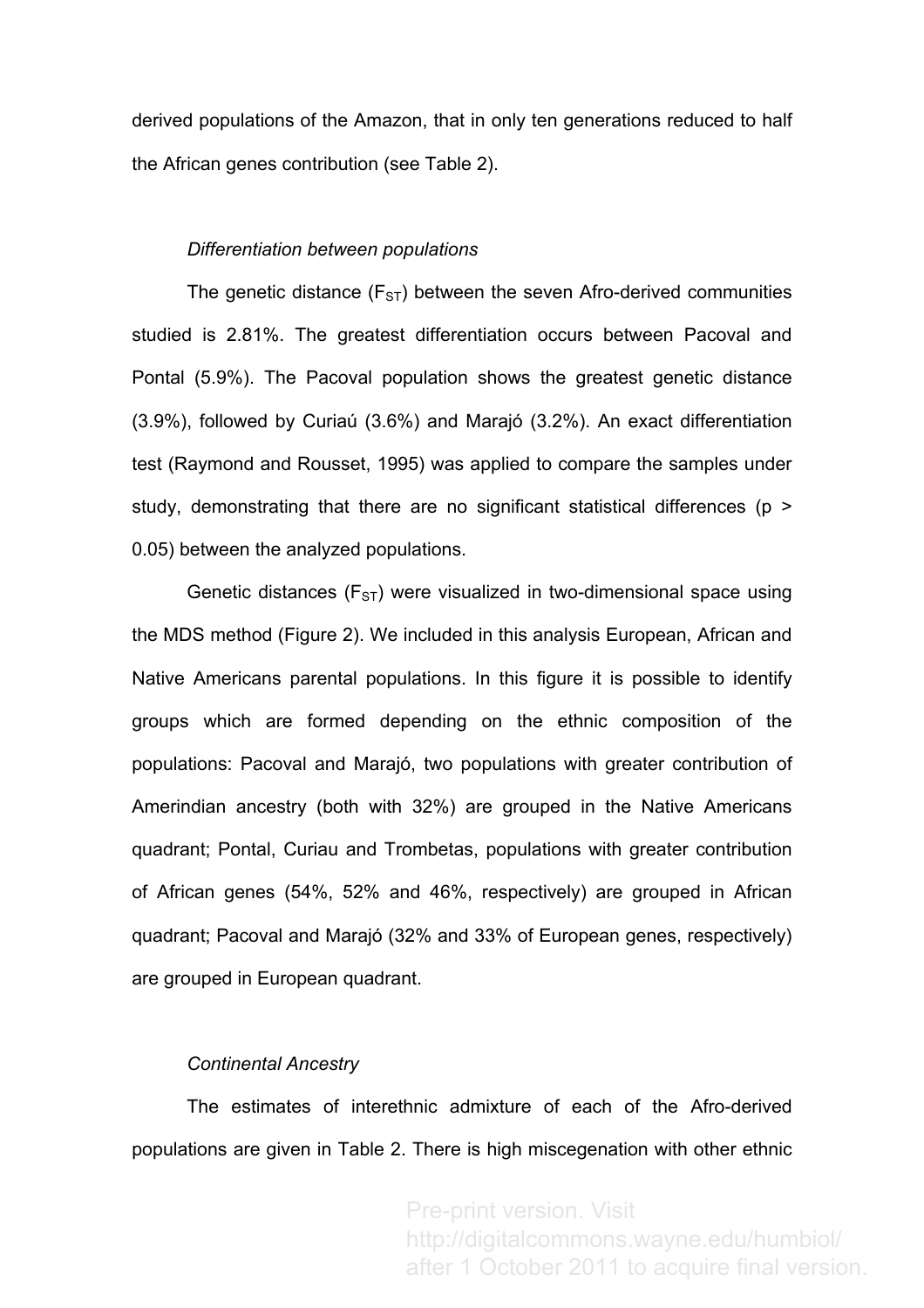derived populations of the Amazon, that in only ten generations reduced to half the African genes contribution (see Table 2).

*Differentiation between populations*

The genetic distance ($F_{ST}$) between the seven Afro-derived communities studied is 2.81%. The greatest differentiation occurs between Pacoval and Pontal (5.9%). The Pacoval population shows the greatest genetic distance (3.9%), followed by Curiaú (3.6%) and Marajó (3.2%). An exact differentiation test (Raymond and Rousset, 1995) was applied to compare the samples under study, demonstrating that there are no significant statistical differences ($p > 0.05$) between the analyzed populations.

Genetic distances ($F_{ST}$) were visualized in two-dimensional space using the MDS method (Figure 2). We included in this analysis European, African and Native Americans parental populations. In this figure it is possible to identify groups which are formed depending on the ethnic composition of the populations: Pacoval and Marajó, two populations with greater contribution of Amerindian ancestry (both with 32%) are grouped in the Native Americans quadrant; Pontal, Curiau and Trombetas, populations with greater contribution of African genes (54%, 52% and 46%, respectively) are grouped in African quadrant; Pacoval and Marajó (32% and 33% of European genes, respectively) are grouped in European quadrant.

*Continental Ancestry*

The estimates of interethnic admixture of each of the Afro-derived populations are given in Table 2. There is high miscegenation with other ethnic

Pre-print version. Visit http://digitalcommons.wayne.edu/humbiol/ after 1 October 2011 to acquire final version.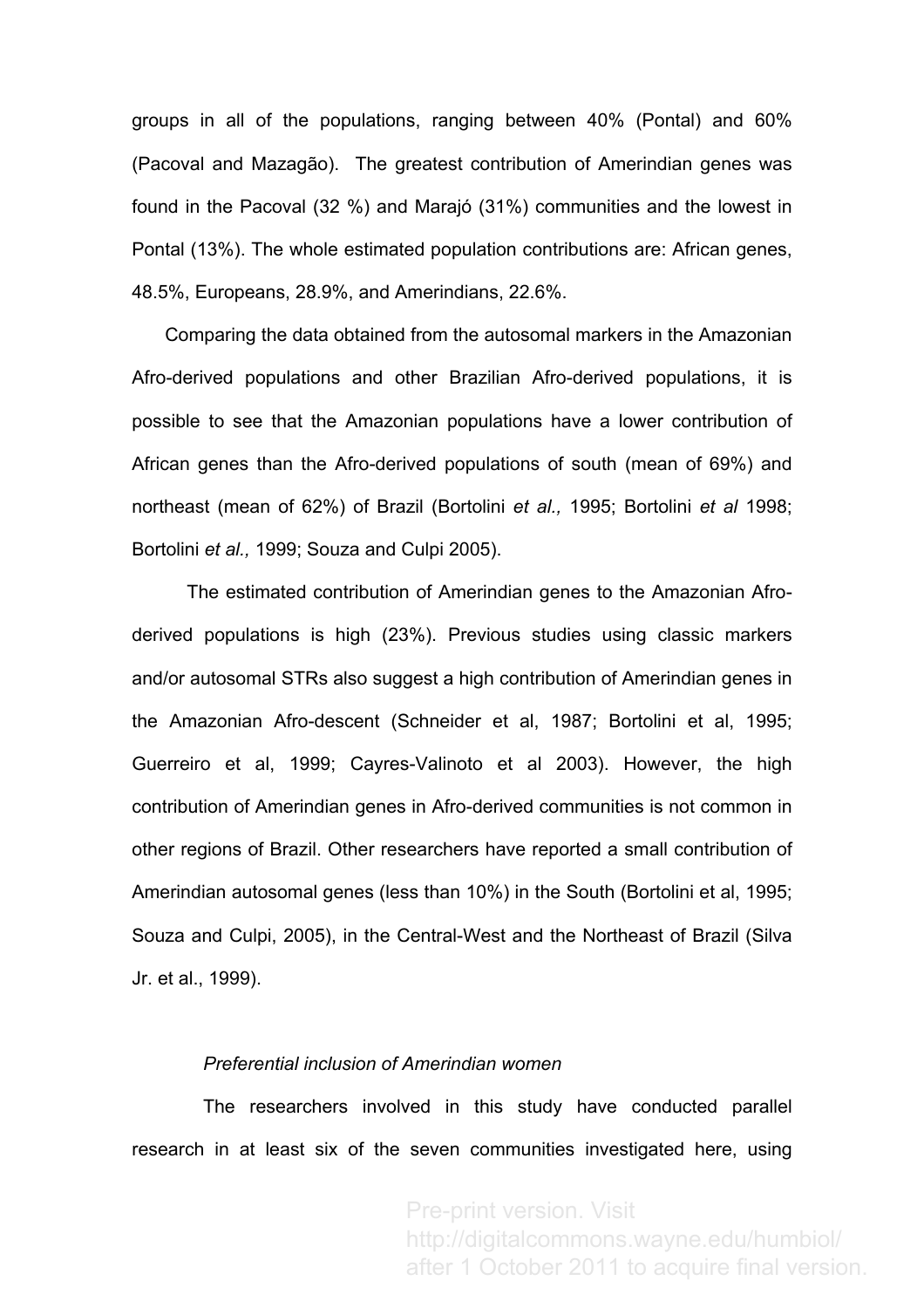groups in all of the populations, ranging between 40% (Pontal) and 60% (Pacoval and Mazagão). The greatest contribution of Amerindian genes was found in the Pacoval (32 %) and Marajó (31%) communities and the lowest in Pontal (13%). The whole estimated population contributions are: African genes, 48.5%, Europeans, 28.9%, and Amerindians, 22.6%.

Comparing the data obtained from the autosomal markers in the Amazonian Afro-derived populations and other Brazilian Afro-derived populations, it is possible to see that the Amazonian populations have a lower contribution of African genes than the Afro-derived populations of south (mean of 69%) and northeast (mean of 62%) of Brazil (Bortolini *et al.,* 1995; Bortolini *et al* 1998; Bortolini *et al.,* 1999; Souza and Culpi 2005).

The estimated contribution of Amerindian genes to the Amazonian Afro-derived populations is high (23%). Previous studies using classic markers and/or autosomal STRs also suggest a high contribution of Amerindian genes in the Amazonian Afro-descent (Schneider et al, 1987; Bortolini et al, 1995; Guerreiro et al, 1999; Cayres-Valinoto et al 2003). However, the high contribution of Amerindian genes in Afro-derived communities is not common in other regions of Brazil. Other researchers have reported a small contribution of Amerindian autosomal genes (less than 10%) in the South (Bortolini et al, 1995; Souza and Culpi, 2005), in the Central-West and the Northeast of Brazil (Silva Jr. et al., 1999).

*Preferential inclusion of Amerindian women*

The researchers involved in this study have conducted parallel research in at least six of the seven communities investigated here, using

Pre-print version. Visit http://digitalcommons.wayne.edu/humbiol/ after 1 October 2011 to acquire final version.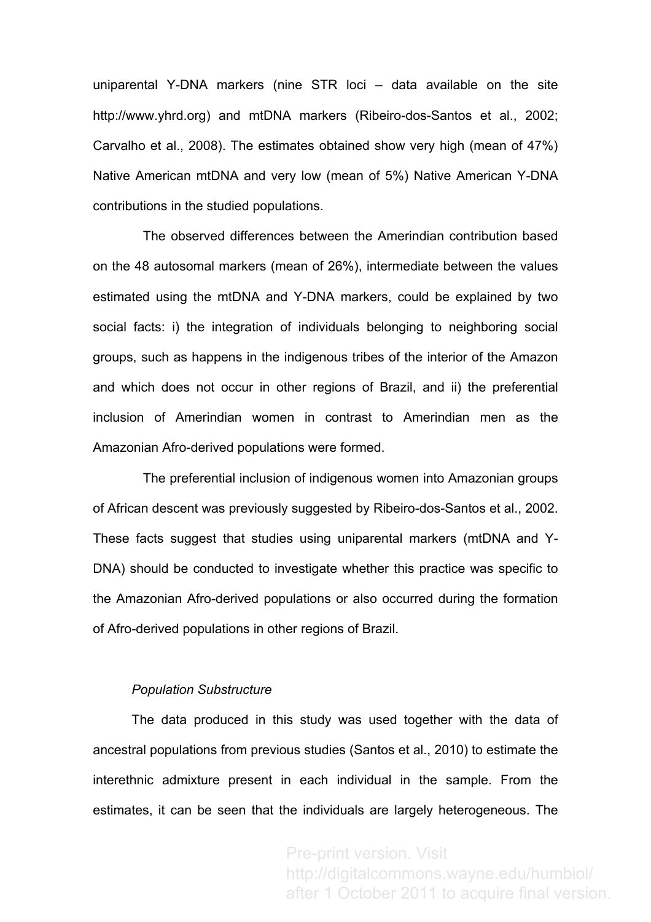uniparental Y-DNA markers (nine STR loci – data available on the site http://www.yhrd.org) and mtDNA markers (Ribeiro-dos-Santos et al., 2002; Carvalho et al., 2008). The estimates obtained show very high (mean of 47%) Native American mtDNA and very low (mean of 5%) Native American Y-DNA contributions in the studied populations.

The observed differences between the Amerindian contribution based on the 48 autosomal markers (mean of 26%), intermediate between the values estimated using the mtDNA and Y-DNA markers, could be explained by two social facts: i) the integration of individuals belonging to neighboring social groups, such as happens in the indigenous tribes of the interior of the Amazon and which does not occur in other regions of Brazil, and ii) the preferential inclusion of Amerindian women in contrast to Amerindian men as the Amazonian Afro-derived populations were formed.

The preferential inclusion of indigenous women into Amazonian groups of African descent was previously suggested by Ribeiro-dos-Santos et al., 2002. These facts suggest that studies using uniparental markers (mtDNA and Y-DNA) should be conducted to investigate whether this practice was specific to the Amazonian Afro-derived populations or also occurred during the formation of Afro-derived populations in other regions of Brazil.

*Population Substructure*

The data produced in this study was used together with the data of ancestral populations from previous studies (Santos et al., 2010) to estimate the interethnic admixture present in each individual in the sample. From the estimates, it can be seen that the individuals are largely heterogeneous. The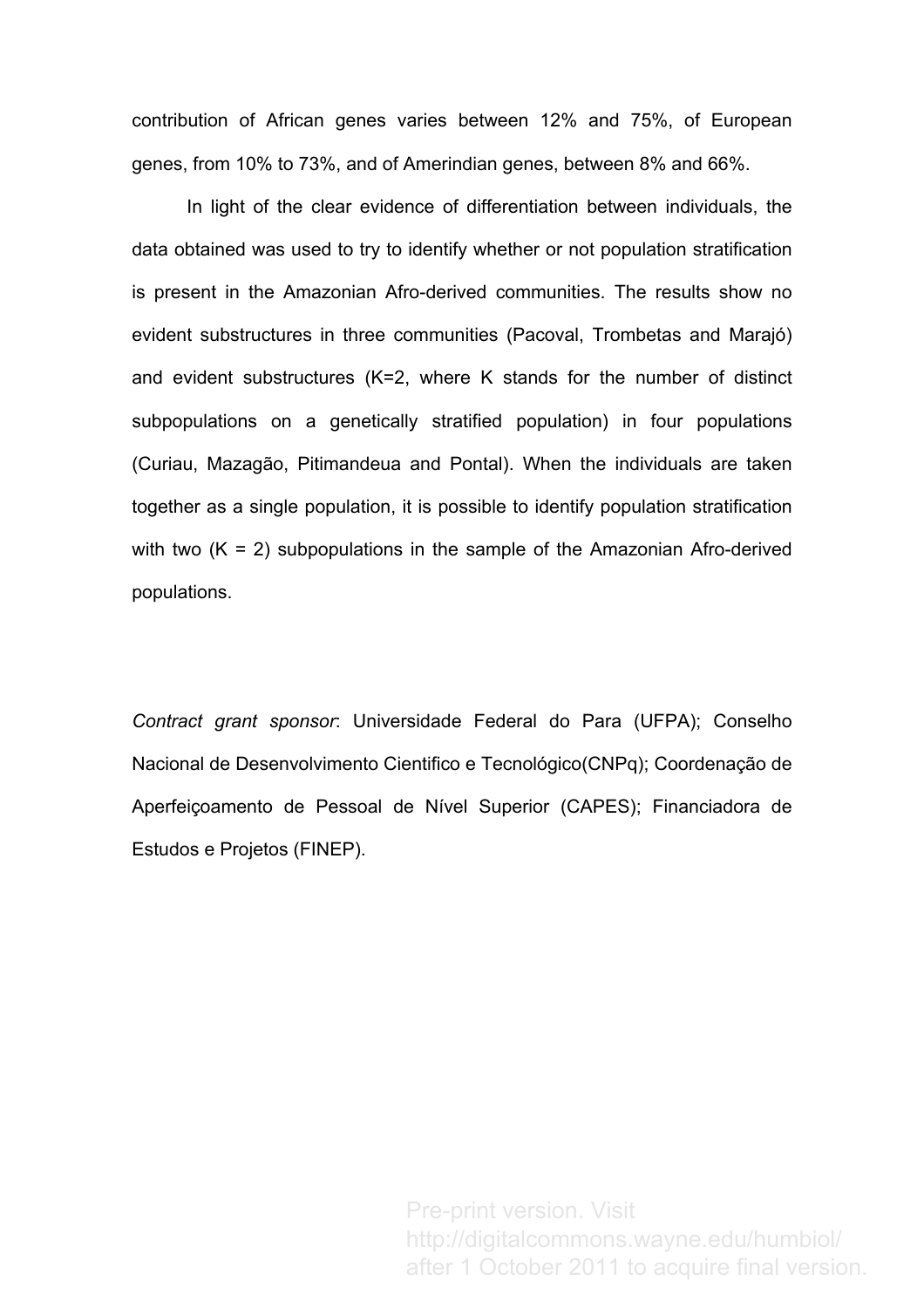contribution of African genes varies between 12% and 75%, of European genes, from 10% to 73%, and of Amerindian genes, between 8% and 66%.

In light of the clear evidence of differentiation between individuals, the data obtained was used to try to identify whether or not population stratification is present in the Amazonian Afro-derived communities. The results show no evident substructures in three communities (Pacoval, Trombetas and Marajó) and evident substructures (K=2, where K stands for the number of distinct subpopulations on a genetically stratified population) in four populations (Curiau, Mazagão, Pitimandeua and Pontal). When the individuals are taken together as a single population, it is possible to identify population stratification with two (K = 2) subpopulations in the sample of the Amazonian Afro-derived populations.

*Contract grant sponsor*: Universidade Federal do Para (UFPA); Conselho Nacional de Desenvolvimento Cientifico e Tecnológico(CNPq); Coordenação de Aperfeiçoamento de Pessoal de Nível Superior (CAPES); Financiadora de Estudos e Projetos (FINEP).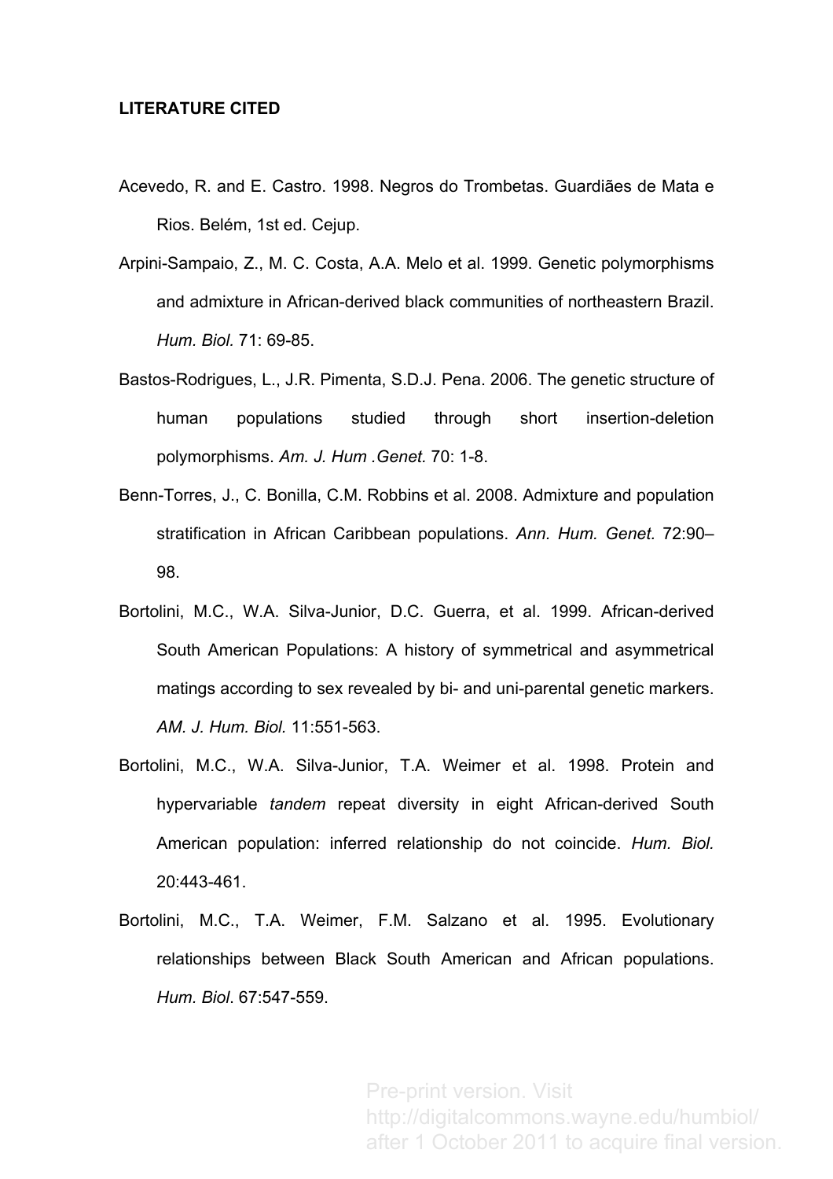**LITERATURE CITED**

Acevedo, R. and E. Castro. 1998. Negros do Trombetas. Guardiães de Mata e Rios. Belém, 1st ed. Cejup.

Arpini-Sampaio, Z., M. C. Costa, A.A. Melo et al. 1999. Genetic polymorphisms and admixture in African-derived black communities of northeastern Brazil. *Hum. Biol.* 71: 69-85.

Bastos-Rodrigues, L., J.R. Pimenta, S.D.J. Pena. 2006. The genetic structure of human populations studied through short insertion-deletion polymorphisms. *Am. J. Hum .Genet.* 70: 1-8.

Benn-Torres, J., C. Bonilla, C.M. Robbins et al. 2008. Admixture and population stratification in African Caribbean populations. *Ann. Hum. Genet.* 72:90–98.

Bortolini, M.C., W.A. Silva-Junior, D.C. Guerra, et al. 1999. African-derived South American Populations: A history of symmetrical and asymmetrical matings according to sex revealed by bi- and uni-parental genetic markers. *AM. J. Hum. Biol.* 11:551-563.

Bortolini, M.C., W.A. Silva-Junior, T.A. Weimer et al. 1998. Protein and hypervariable *tandem* repeat diversity in eight African-derived South American population: inferred relationship do not coincide. *Hum. Biol.* 20:443-461.

Bortolini, M.C., T.A. Weimer, F.M. Salzano et al. 1995. Evolutionary relationships between Black South American and African populations. *Hum. Biol*. 67:547-559.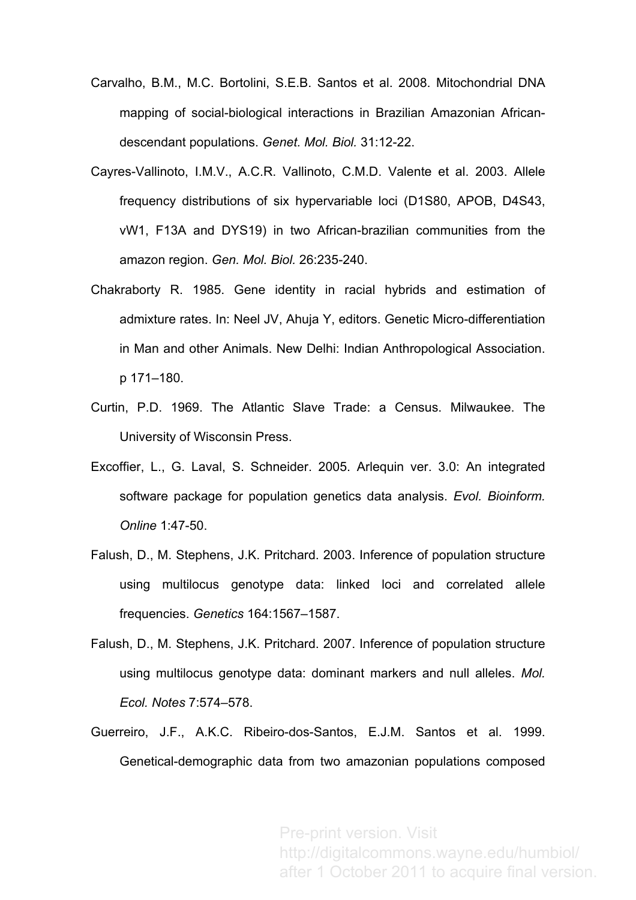Carvalho, B.M., M.C. Bortolini, S.E.B. Santos et al. 2008. Mitochondrial DNA mapping of social-biological interactions in Brazilian Amazonian African-descendant populations. *Genet. Mol. Biol.* 31:12-22.

Cayres-Vallinoto, I.M.V., A.C.R. Vallinoto, C.M.D. Valente et al. 2003. Allele frequency distributions of six hypervariable loci (D1S80, APOB, D4S43, vW1, F13A and DYS19) in two African-brazilian communities from the amazon region. *Gen. Mol. Biol.* 26:235-240.

Chakraborty R. 1985. Gene identity in racial hybrids and estimation of admixture rates. In: Neel JV, Ahuja Y, editors. Genetic Micro-differentiation in Man and other Animals. New Delhi: Indian Anthropological Association. p 171–180.

Curtin, P.D. 1969. The Atlantic Slave Trade: a Census. Milwaukee. The University of Wisconsin Press.

Excoffier, L., G. Laval, S. Schneider. 2005. Arlequin ver. 3.0: An integrated software package for population genetics data analysis. *Evol. Bioinform. Online* 1:47-50.

Falush, D., M. Stephens, J.K. Pritchard. 2003. Inference of population structure using multilocus genotype data: linked loci and correlated allele frequencies. *Genetics* 164:1567–1587.

Falush, D., M. Stephens, J.K. Pritchard. 2007. Inference of population structure using multilocus genotype data: dominant markers and null alleles. *Mol. Ecol. Notes* 7:574–578.

Guerreiro, J.F., A.K.C. Ribeiro-dos-Santos, E.J.M. Santos et al. 1999. Genetical-demographic data from two amazonian populations composed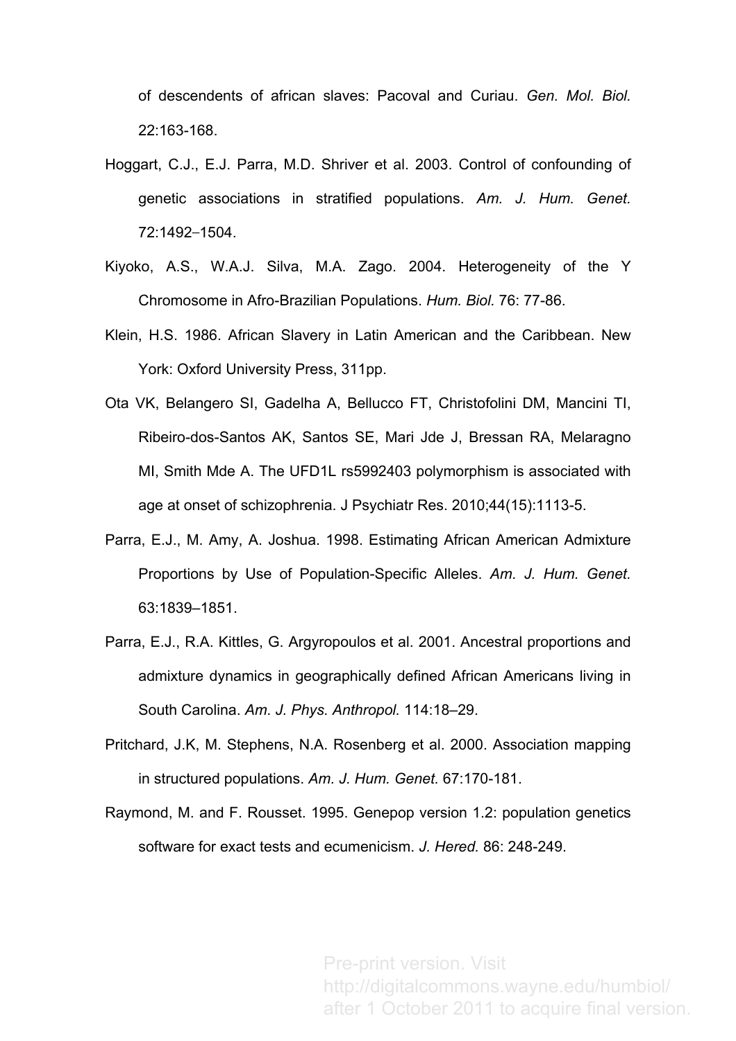of descendents of african slaves: Pacoval and Curiau. *Gen. Mol. Biol.* 22:163-168.

Hoggart, C.J., E.J. Parra, M.D. Shriver et al. 2003. Control of confounding of genetic associations in stratified populations. *Am. J. Hum. Genet.* 72:1492–1504.

Kiyoko, A.S., W.A.J. Silva, M.A. Zago. 2004. Heterogeneity of the Y Chromosome in Afro-Brazilian Populations. *Hum. Biol.* 76: 77-86.

Klein, H.S. 1986. African Slavery in Latin American and the Caribbean. New York: Oxford University Press, 311pp.

Ota VK, Belangero SI, Gadelha A, Bellucco FT, Christofolini DM, Mancini TI, Ribeiro-dos-Santos AK, Santos SE, Mari Jde J, Bressan RA, Melaragno MI, Smith Mde A. The UFD1L rs5992403 polymorphism is associated with age at onset of schizophrenia. J Psychiatr Res. 2010;44(15):1113-5.

Parra, E.J., M. Amy, A. Joshua. 1998. Estimating African American Admixture Proportions by Use of Population-Specific Alleles. *Am. J. Hum. Genet.* 63:1839–1851.

Parra, E.J., R.A. Kittles, G. Argyropoulos et al. 2001. Ancestral proportions and admixture dynamics in geographically defined African Americans living in South Carolina. *Am. J. Phys. Anthropol.* 114:18–29.

Pritchard, J.K, M. Stephens, N.A. Rosenberg et al. 2000. Association mapping in structured populations. *Am. J. Hum. Genet.* 67:170-181.

Raymond, M. and F. Rousset. 1995. Genepop version 1.2: population genetics software for exact tests and ecumenicism. *J. Hered.* 86: 248-249.

Pre-print version. Visit http://digitalcommons.wayne.edu/humbiol/ after 1 October 2011 to acquire final version.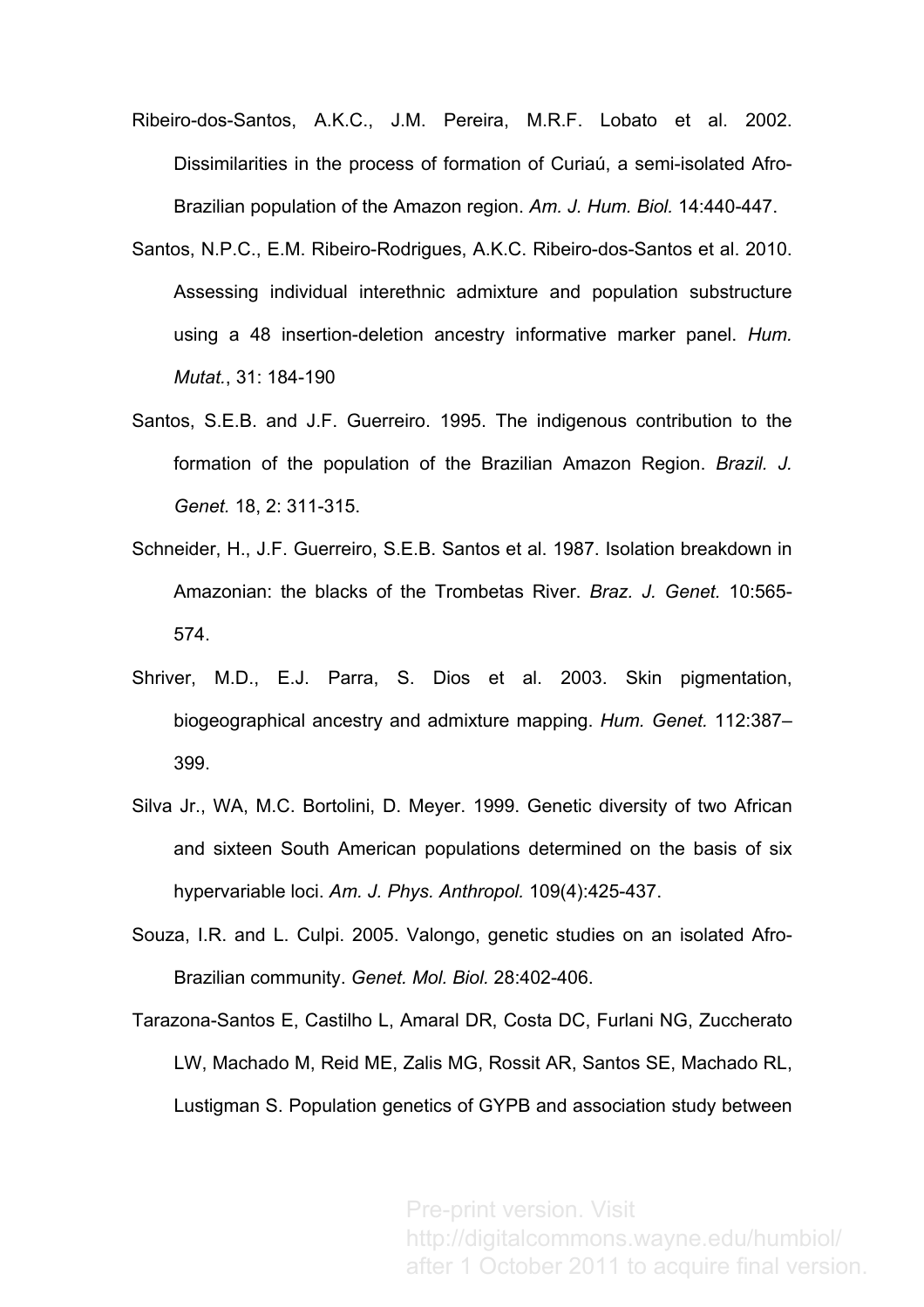Ribeiro-dos-Santos, A.K.C., J.M. Pereira, M.R.F. Lobato et al. 2002. Dissimilarities in the process of formation of Curiaú, a semi-isolated Afro-Brazilian population of the Amazon region. *Am. J. Hum. Biol.* 14:440-447.

Santos, N.P.C., E.M. Ribeiro-Rodrigues, A.K.C. Ribeiro-dos-Santos et al. 2010. Assessing individual interethnic admixture and population substructure using a 48 insertion-deletion ancestry informative marker panel. *Hum. Mutat.*, 31: 184-190

Santos, S.E.B. and J.F. Guerreiro. 1995. The indigenous contribution to the formation of the population of the Brazilian Amazon Region. *Brazil. J. Genet.* 18, 2: 311-315.

Schneider, H., J.F. Guerreiro, S.E.B. Santos et al. 1987. Isolation breakdown in Amazonian: the blacks of the Trombetas River. *Braz. J. Genet.* 10:565-574.

Shriver, M.D., E.J. Parra, S. Dios et al. 2003. Skin pigmentation, biogeographical ancestry and admixture mapping. *Hum. Genet.* 112:387–399.

Silva Jr., WA, M.C. Bortolini, D. Meyer. 1999. Genetic diversity of two African and sixteen South American populations determined on the basis of six hypervariable loci. *Am. J. Phys. Anthropol.* 109(4):425-437.

Souza, I.R. and L. Culpi. 2005. Valongo, genetic studies on an isolated Afro-Brazilian community. *Genet. Mol. Biol.* 28:402-406.

Tarazona-Santos E, Castilho L, Amaral DR, Costa DC, Furlani NG, Zuccherato LW, Machado M, Reid ME, Zalis MG, Rossit AR, Santos SE, Machado RL, Lustigman S. Population genetics of GYPB and association study between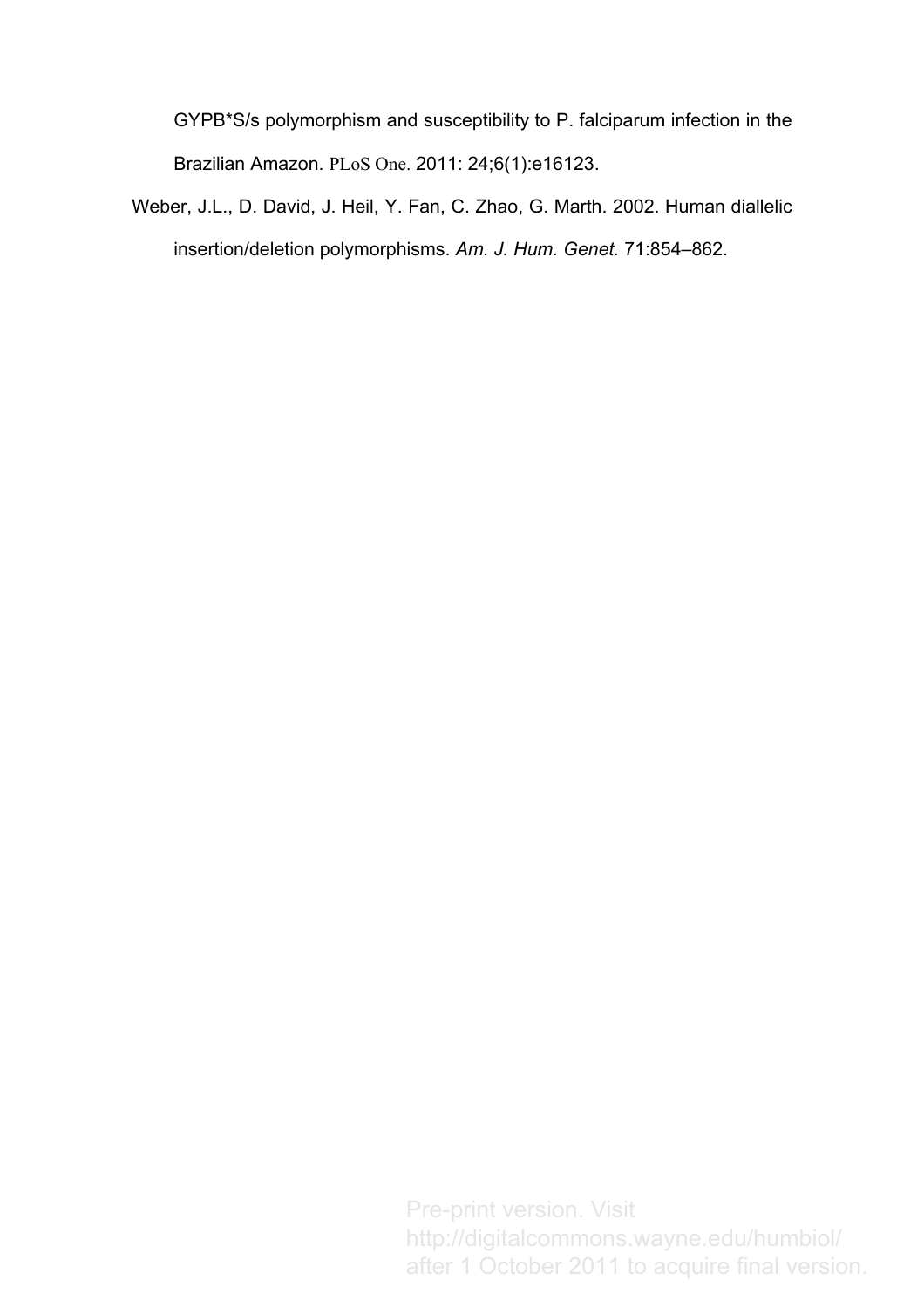GYPB*S/s polymorphism and susceptibility to P. falciparum infection in the Brazilian Amazon. PLoS One. 2011: 24;6(1):e16123.

Weber, J.L., D. David, J. Heil, Y. Fan, C. Zhao, G. Marth. 2002. Human diallelic insertion/deletion polymorphisms. *Am. J. Hum. Genet.* 71:854–862.

Pre-print version. Visit http://digitalcommons.wayne.edu/humbiol/ after 1 October 2011 to acquire final version.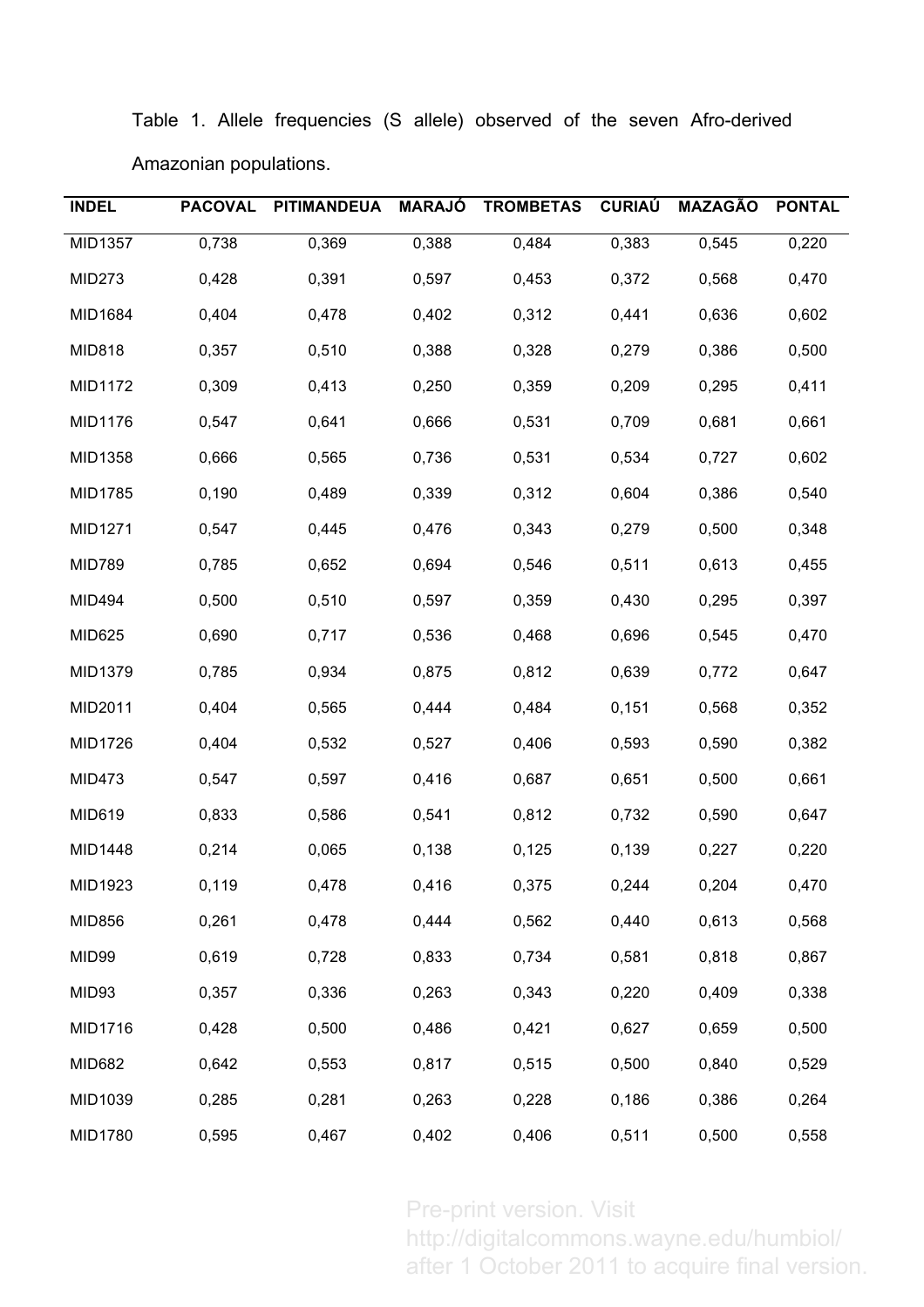Table 1. Allele frequencies (S allele) observed of the seven Afro-derived Amazonian populations.

| INDEL | PACOVAL | PITIMANDEUA | MARAJÓ | TROMBETAS | CURIAÚ | MAZAGÃO | PONTAL |
|---|---|---|---|---|---|---|---|
| MID1357 | 0,738 | 0,369 | 0,388 | 0,484 | 0,383 | 0,545 | 0,220 |
| MID273 | 0,428 | 0,391 | 0,597 | 0,453 | 0,372 | 0,568 | 0,470 |
| MID1684 | 0,404 | 0,478 | 0,402 | 0,312 | 0,441 | 0,636 | 0,602 |
| MID818 | 0,357 | 0,510 | 0,388 | 0,328 | 0,279 | 0,386 | 0,500 |
| MID1172 | 0,309 | 0,413 | 0,250 | 0,359 | 0,209 | 0,295 | 0,411 |
| MID1176 | 0,547 | 0,641 | 0,666 | 0,531 | 0,709 | 0,681 | 0,661 |
| MID1358 | 0,666 | 0,565 | 0,736 | 0,531 | 0,534 | 0,727 | 0,602 |
| MID1785 | 0,190 | 0,489 | 0,339 | 0,312 | 0,604 | 0,386 | 0,540 |
| MID1271 | 0,547 | 0,445 | 0,476 | 0,343 | 0,279 | 0,500 | 0,348 |
| MID789 | 0,785 | 0,652 | 0,694 | 0,546 | 0,511 | 0,613 | 0,455 |
| MID494 | 0,500 | 0,510 | 0,597 | 0,359 | 0,430 | 0,295 | 0,397 |
| MID625 | 0,690 | 0,717 | 0,536 | 0,468 | 0,696 | 0,545 | 0,470 |
| MID1379 | 0,785 | 0,934 | 0,875 | 0,812 | 0,639 | 0,772 | 0,647 |
| MID2011 | 0,404 | 0,565 | 0,444 | 0,484 | 0,151 | 0,568 | 0,352 |
| MID1726 | 0,404 | 0,532 | 0,527 | 0,406 | 0,593 | 0,590 | 0,382 |
| MID473 | 0,547 | 0,597 | 0,416 | 0,687 | 0,651 | 0,500 | 0,661 |
| MID619 | 0,833 | 0,586 | 0,541 | 0,812 | 0,732 | 0,590 | 0,647 |
| MID1448 | 0,214 | 0,065 | 0,138 | 0,125 | 0,139 | 0,227 | 0,220 |
| MID1923 | 0,119 | 0,478 | 0,416 | 0,375 | 0,244 | 0,204 | 0,470 |
| MID856 | 0,261 | 0,478 | 0,444 | 0,562 | 0,440 | 0,613 | 0,568 |
| MID99 | 0,619 | 0,728 | 0,833 | 0,734 | 0,581 | 0,818 | 0,867 |
| MID93 | 0,357 | 0,336 | 0,263 | 0,343 | 0,220 | 0,409 | 0,338 |
| MID1716 | 0,428 | 0,500 | 0,486 | 0,421 | 0,627 | 0,659 | 0,500 |
| MID682 | 0,642 | 0,553 | 0,817 | 0,515 | 0,500 | 0,840 | 0,529 |
| MID1039 | 0,285 | 0,281 | 0,263 | 0,228 | 0,186 | 0,386 | 0,264 |
| MID1780 | 0,595 | 0,467 | 0,402 | 0,406 | 0,511 | 0,500 | 0,558 |

Pre-print version. Visit http://digitalcommons.wayne.edu/humbiol/ after 1 October 2011 to acquire final version.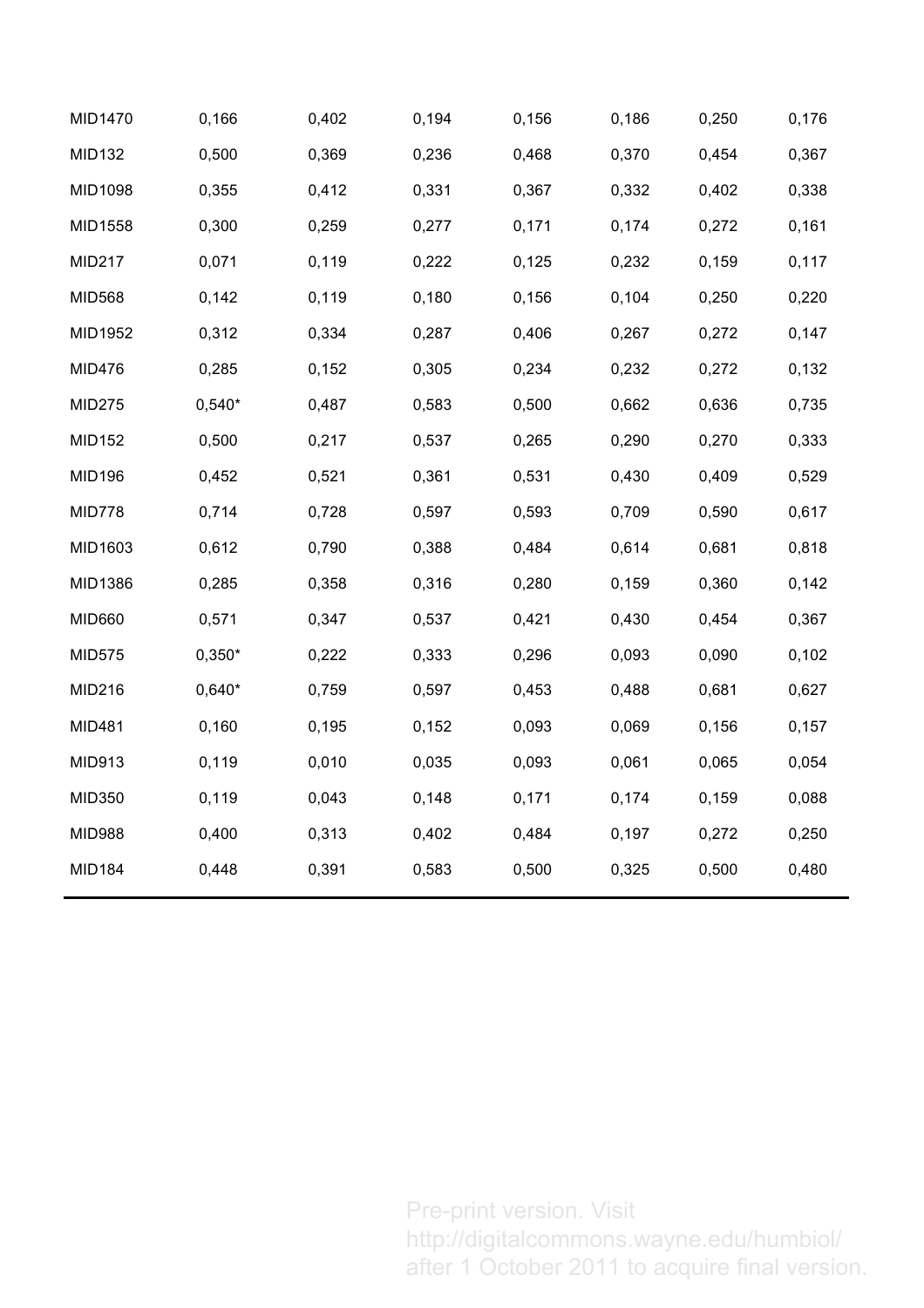| | | | | | | | |
|---|---|---|---|---|---|---|---|
| MID1470 | 0,166 | 0,402 | 0,194 | 0,156 | 0,186 | 0,250 | 0,176 |
| MID132 | 0,500 | 0,369 | 0,236 | 0,468 | 0,370 | 0,454 | 0,367 |
| MID1098 | 0,355 | 0,412 | 0,331 | 0,367 | 0,332 | 0,402 | 0,338 |
| MID1558 | 0,300 | 0,259 | 0,277 | 0,171 | 0,174 | 0,272 | 0,161 |
| MID217 | 0,071 | 0,119 | 0,222 | 0,125 | 0,232 | 0,159 | 0,117 |
| MID568 | 0,142 | 0,119 | 0,180 | 0,156 | 0,104 | 0,250 | 0,220 |
| MID1952 | 0,312 | 0,334 | 0,287 | 0,406 | 0,267 | 0,272 | 0,147 |
| MID476 | 0,285 | 0,152 | 0,305 | 0,234 | 0,232 | 0,272 | 0,132 |
| MID275 | 0,540* | 0,487 | 0,583 | 0,500 | 0,662 | 0,636 | 0,735 |
| MID152 | 0,500 | 0,217 | 0,537 | 0,265 | 0,290 | 0,270 | 0,333 |
| MID196 | 0,452 | 0,521 | 0,361 | 0,531 | 0,430 | 0,409 | 0,529 |
| MID778 | 0,714 | 0,728 | 0,597 | 0,593 | 0,709 | 0,590 | 0,617 |
| MID1603 | 0,612 | 0,790 | 0,388 | 0,484 | 0,614 | 0,681 | 0,818 |
| MID1386 | 0,285 | 0,358 | 0,316 | 0,280 | 0,159 | 0,360 | 0,142 |
| MID660 | 0,571 | 0,347 | 0,537 | 0,421 | 0,430 | 0,454 | 0,367 |
| MID575 | 0,350* | 0,222 | 0,333 | 0,296 | 0,093 | 0,090 | 0,102 |
| MID216 | 0,640* | 0,759 | 0,597 | 0,453 | 0,488 | 0,681 | 0,627 |
| MID481 | 0,160 | 0,195 | 0,152 | 0,093 | 0,069 | 0,156 | 0,157 |
| MID913 | 0,119 | 0,010 | 0,035 | 0,093 | 0,061 | 0,065 | 0,054 |
| MID350 | 0,119 | 0,043 | 0,148 | 0,171 | 0,174 | 0,159 | 0,088 |
| MID988 | 0,400 | 0,313 | 0,402 | 0,484 | 0,197 | 0,272 | 0,250 |
| MID184 | 0,448 | 0,391 | 0,583 | 0,500 | 0,325 | 0,500 | 0,480 |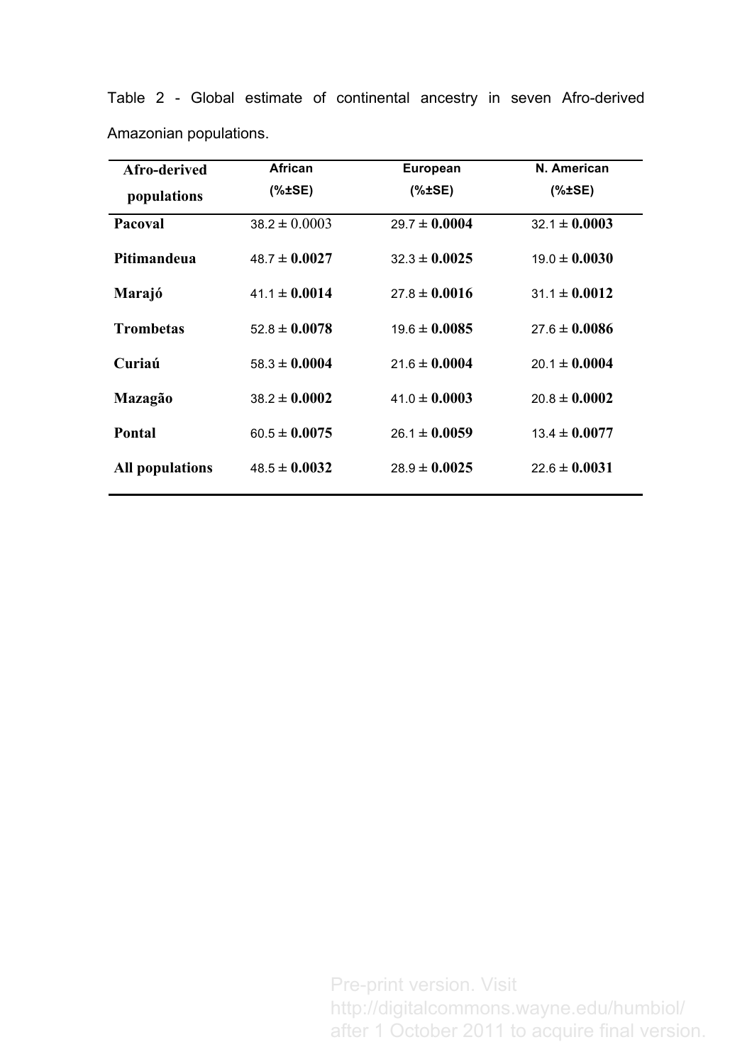Table 2 - Global estimate of continental ancestry in seven Afro-derived Amazonian populations.

| Afro-derived populations | African (%±SE) | European (%±SE) | N. American (%±SE) |
|---|---|---|---|
| **Pacoval** | 38.2 ± 0.0003 | 29.7 ± **0.0004** | 32.1 ± **0.0003** |
| **Pitimandeua** | 48.7 ± **0.0027** | 32.3 ± **0.0025** | 19.0 ± **0.0030** |
| **Marajó** | 41.1 ± **0.0014** | 27.8 ± **0.0016** | 31.1 ± **0.0012** |
| **Trombetas** | 52.8 ± **0.0078** | 19.6 ± **0.0085** | 27.6 ± **0.0086** |
| **Curiaú** | 58.3 ± **0.0004** | 21.6 ± **0.0004** | 20.1 ± **0.0004** |
| **Mazagão** | 38.2 ± **0.0002** | 41.0 ± **0.0003** | 20.8 ± **0.0002** |
| **Pontal** | 60.5 ± **0.0075** | 26.1 ± **0.0059** | 13.4 ± **0.0077** |
| **All populations** | 48.5 ± **0.0032** | 28.9 ± **0.0025** | 22.6 ± **0.0031** |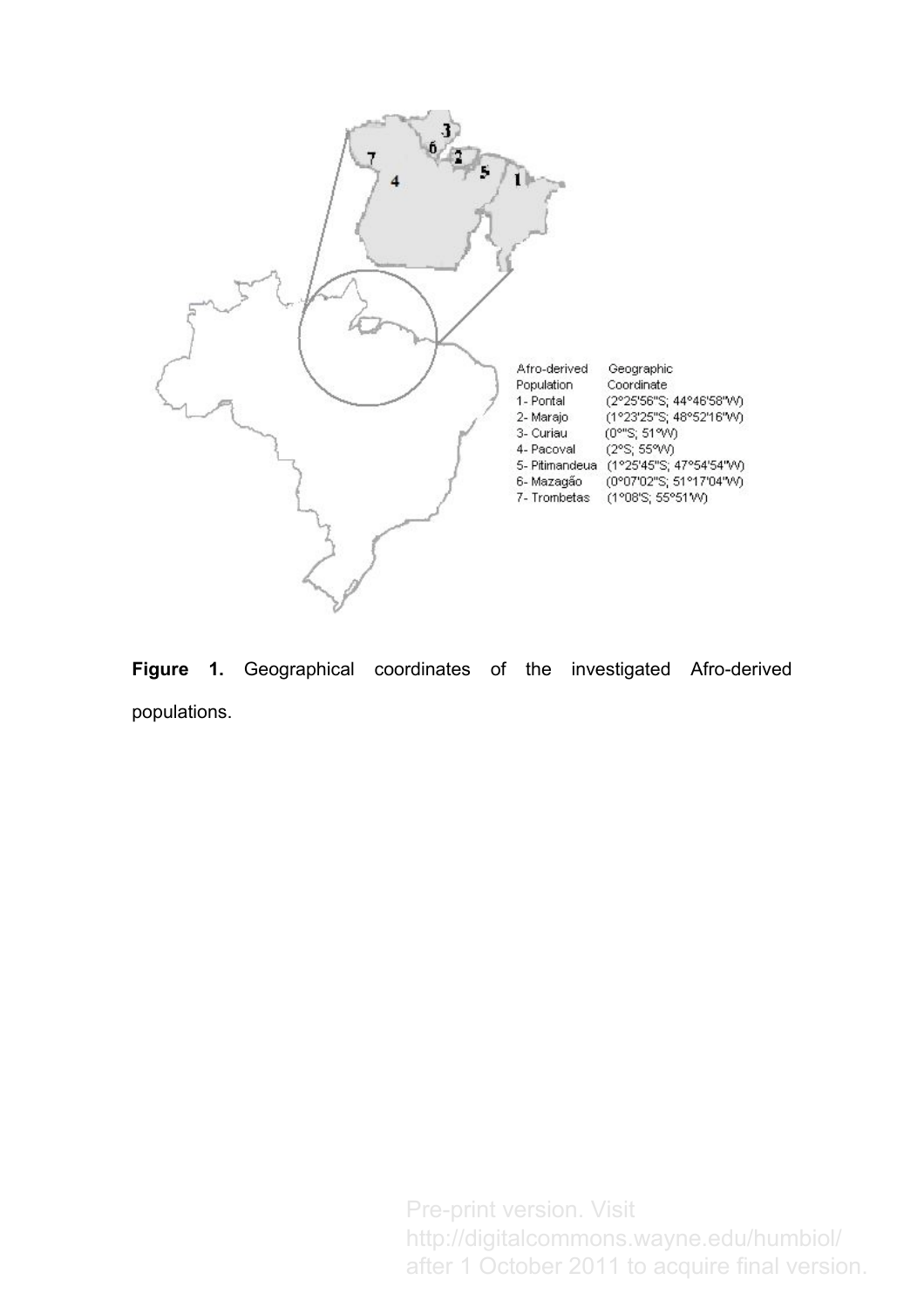| Afro-derived Population | Geographic Coordinate |
|---|---|
| 1- Pontal | (2°25'56"S; 44°46'58"W) |
| 2- Marajo | (1°23'25"S; 48°52'16"W) |
| 3- Curiau | (0°"S; 51°W) |
| 4- Pacoval | (2°S; 55°W) |
| 5- Pitimandeua | (1°25'45"S; 47°54'54"W) |
| 6- Mazagão | (0°07'02"S; 51°17'04"W) |
| 7- Trombetas | (1°08'S; 55°51'W) |

**Figure 1.** Geographical coordinates of the investigated Afro-derived populations.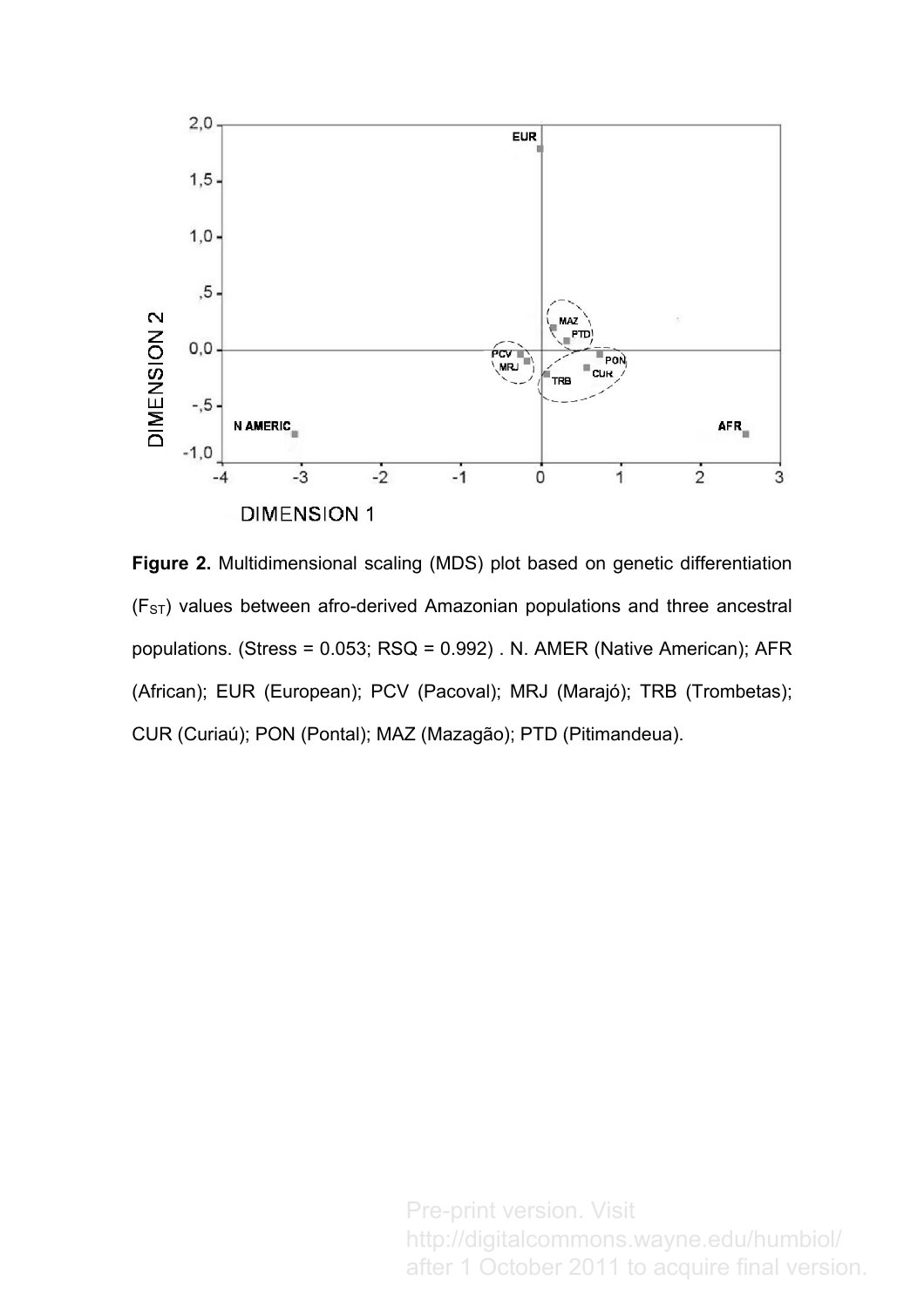2,0
1,5
1,0
,5
0,0
-,5
-1,0

DIMENSION 2

EUR
MAZ
PTD
PCV
MRJ
PON
CUR
TRB
N AMERIC
AFR

-4 -3 -2 -1 0 1 2 3

DIMENSION 1

**Figure 2.** Multidimensional scaling (MDS) plot based on genetic differentiation ($F_{ST}$) values between afro-derived Amazonian populations and three ancestral populations. (Stress = 0.053; RSQ = 0.992) . N. AMER (Native American); AFR (African); EUR (European); PCV (Pacoval); MRJ (Marajó); TRB (Trombetas); CUR (Curiaú); PON (Pontal); MAZ (Mazagão); PTD (Pitimandeua).

Pre-print version. Visit http://digitalcommons.wayne.edu/humbiol/ after 1 October 2011 to acquire final version.